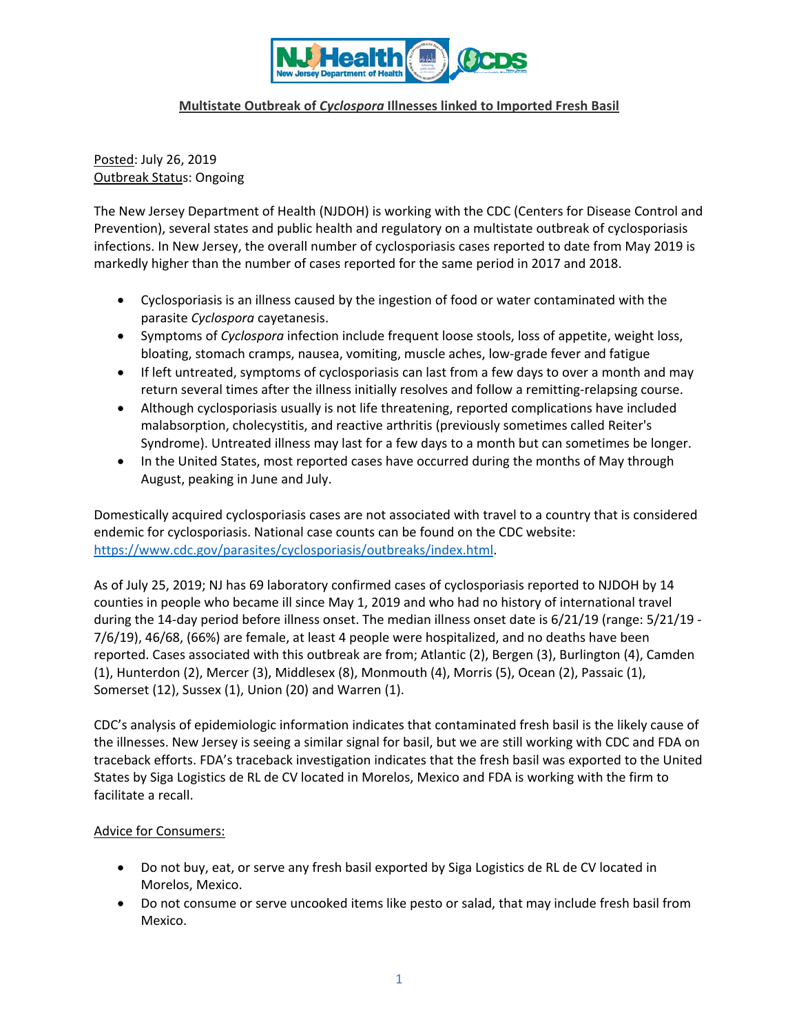**Multistate Outbreak of *Cyclospora* Illnesses linked to Imported Fresh Basil**

Posted: July 26, 2019
Outbreak Status: Ongoing

The New Jersey Department of Health (NJDOH) is working with the CDC (Centers for Disease Control and Prevention), several states and public health and regulatory on a multistate outbreak of cyclosporiasis infections. In New Jersey, the overall number of cyclosporiasis cases reported to date from May 2019 is markedly higher than the number of cases reported for the same period in 2017 and 2018.

- Cyclosporiasis is an illness caused by the ingestion of food or water contaminated with the parasite *Cyclospora* cayetanesis.
- Symptoms of *Cyclospora* infection include frequent loose stools, loss of appetite, weight loss, bloating, stomach cramps, nausea, vomiting, muscle aches, low-grade fever and fatigue
- If left untreated, symptoms of cyclosporiasis can last from a few days to over a month and may return several times after the illness initially resolves and follow a remitting-relapsing course.
- Although cyclosporiasis usually is not life threatening, reported complications have included malabsorption, cholecystitis, and reactive arthritis (previously sometimes called Reiter's Syndrome). Untreated illness may last for a few days to a month but can sometimes be longer.
- In the United States, most reported cases have occurred during the months of May through August, peaking in June and July.

Domestically acquired cyclosporiasis cases are not associated with travel to a country that is considered endemic for cyclosporiasis. National case counts can be found on the CDC website: https://www.cdc.gov/parasites/cyclosporiasis/outbreaks/index.html.

As of July 25, 2019; NJ has 69 laboratory confirmed cases of cyclosporiasis reported to NJDOH by 14 counties in people who became ill since May 1, 2019 and who had no history of international travel during the 14-day period before illness onset. The median illness onset date is 6/21/19 (range: 5/21/19 - 7/6/19), 46/68, (66%) are female, at least 4 people were hospitalized, and no deaths have been reported. Cases associated with this outbreak are from; Atlantic (2), Bergen (3), Burlington (4), Camden (1), Hunterdon (2), Mercer (3), Middlesex (8), Monmouth (4), Morris (5), Ocean (2), Passaic (1), Somerset (12), Sussex (1), Union (20) and Warren (1).

CDC's analysis of epidemiologic information indicates that contaminated fresh basil is the likely cause of the illnesses. New Jersey is seeing a similar signal for basil, but we are still working with CDC and FDA on traceback efforts. FDA's traceback investigation indicates that the fresh basil was exported to the United States by Siga Logistics de RL de CV located in Morelos, Mexico and FDA is working with the firm to facilitate a recall.

Advice for Consumers:

- Do not buy, eat, or serve any fresh basil exported by Siga Logistics de RL de CV located in Morelos, Mexico.
- Do not consume or serve uncooked items like pesto or salad, that may include fresh basil from Mexico.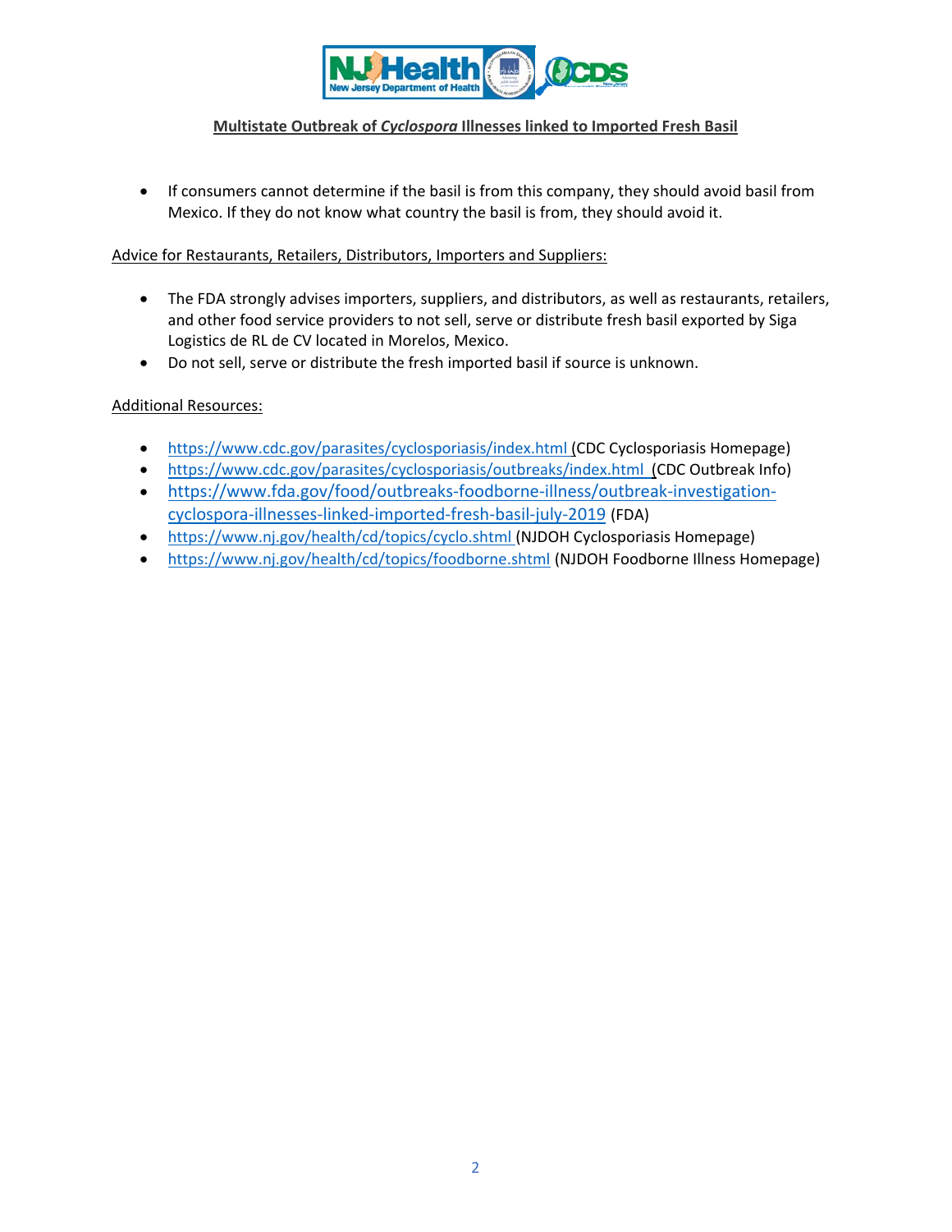- If consumers cannot determine if the basil is from this company, they should avoid basil from Mexico. If they do not know what country the basil is from, they should avoid it.

Advice for Restaurants, Retailers, Distributors, Importers and Suppliers:

- The FDA strongly advises importers, suppliers, and distributors, as well as restaurants, retailers, and other food service providers to not sell, serve or distribute fresh basil exported by Siga Logistics de RL de CV located in Morelos, Mexico.
- Do not sell, serve or distribute the fresh imported basil if source is unknown.

Additional Resources:

- https://www.cdc.gov/parasites/cyclosporiasis/index.html (CDC Cyclosporiasis Homepage)
- https://www.cdc.gov/parasites/cyclosporiasis/outbreaks/index.html (CDC Outbreak Info)
- https://www.fda.gov/food/outbreaks-foodborne-illness/outbreak-investigation-cyclospora-illnesses-linked-imported-fresh-basil-july-2019 (FDA)
- https://www.nj.gov/health/cd/topics/cyclo.shtml (NJDOH Cyclosporiasis Homepage)
- https://www.nj.gov/health/cd/topics/foodborne.shtml (NJDOH Foodborne Illness Homepage)